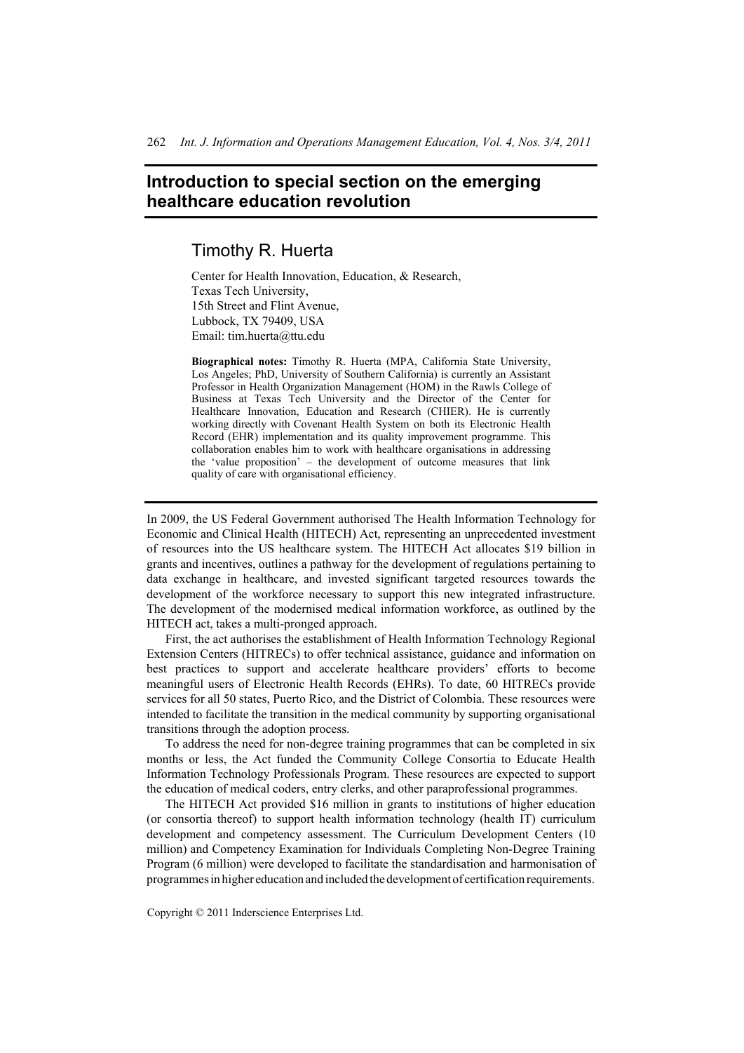# Introduction to special section on the emerging healthcare education revolution

## Timothy R. Huerta

Center for Health Innovation, Education, & Research,
Texas Tech University,
15th Street and Flint Avenue,
Lubbock, TX 79409, USA
Email: tim.huerta@ttu.edu

**Biographical notes:** Timothy R. Huerta (MPA, California State University, Los Angeles; PhD, University of Southern California) is currently an Assistant Professor in Health Organization Management (HOM) in the Rawls College of Business at Texas Tech University and the Director of the Center for Healthcare Innovation, Education and Research (CHIER). He is currently working directly with Covenant Health System on both its Electronic Health Record (EHR) implementation and its quality improvement programme. This collaboration enables him to work with healthcare organisations in addressing the 'value proposition' – the development of outcome measures that link quality of care with organisational efficiency.

In 2009, the US Federal Government authorised The Health Information Technology for Economic and Clinical Health (HITECH) Act, representing an unprecedented investment of resources into the US healthcare system. The HITECH Act allocates $19 billion in grants and incentives, outlines a pathway for the development of regulations pertaining to data exchange in healthcare, and invested significant targeted resources towards the development of the workforce necessary to support this new integrated infrastructure. The development of the modernised medical information workforce, as outlined by the HITECH act, takes a multi-pronged approach.

First, the act authorises the establishment of Health Information Technology Regional Extension Centers (HITRECs) to offer technical assistance, guidance and information on best practices to support and accelerate healthcare providers' efforts to become meaningful users of Electronic Health Records (EHRs). To date, 60 HITRECs provide services for all 50 states, Puerto Rico, and the District of Colombia. These resources were intended to facilitate the transition in the medical community by supporting organisational transitions through the adoption process.

To address the need for non-degree training programmes that can be completed in six months or less, the Act funded the Community College Consortia to Educate Health Information Technology Professionals Program. These resources are expected to support the education of medical coders, entry clerks, and other paraprofessional programmes.

The HITECH Act provided $16 million in grants to institutions of higher education (or consortia thereof) to support health information technology (health IT) curriculum development and competency assessment. The Curriculum Development Centers (10 million) and Competency Examination for Individuals Completing Non-Degree Training Program (6 million) were developed to facilitate the standardisation and harmonisation of programmes in higher education and included the development of certification requirements.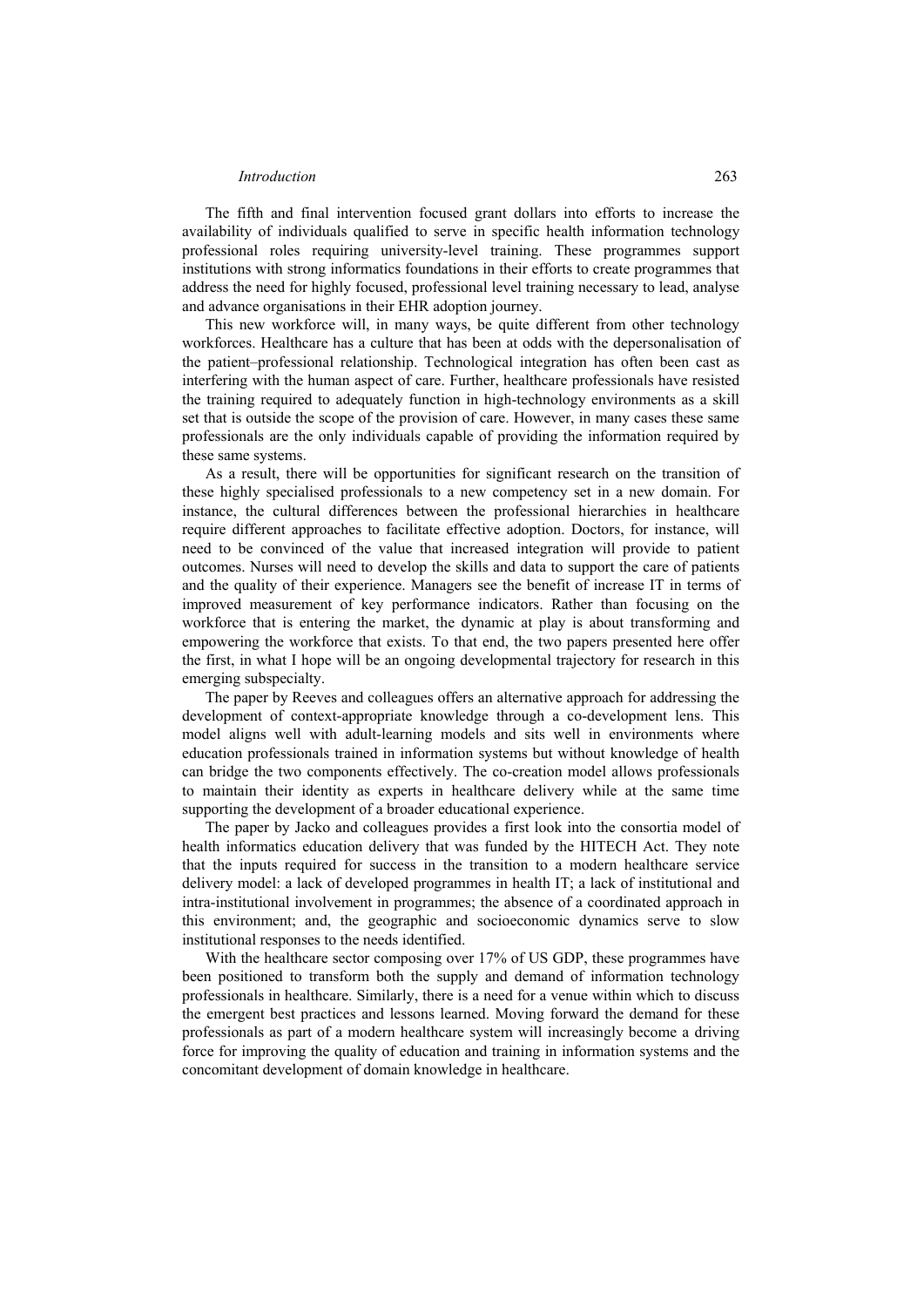The fifth and final intervention focused grant dollars into efforts to increase the availability of individuals qualified to serve in specific health information technology professional roles requiring university-level training. These programmes support institutions with strong informatics foundations in their efforts to create programmes that address the need for highly focused, professional level training necessary to lead, analyse and advance organisations in their EHR adoption journey.

This new workforce will, in many ways, be quite different from other technology workforces. Healthcare has a culture that has been at odds with the depersonalisation of the patient–professional relationship. Technological integration has often been cast as interfering with the human aspect of care. Further, healthcare professionals have resisted the training required to adequately function in high-technology environments as a skill set that is outside the scope of the provision of care. However, in many cases these same professionals are the only individuals capable of providing the information required by these same systems.

As a result, there will be opportunities for significant research on the transition of these highly specialised professionals to a new competency set in a new domain. For instance, the cultural differences between the professional hierarchies in healthcare require different approaches to facilitate effective adoption. Doctors, for instance, will need to be convinced of the value that increased integration will provide to patient outcomes. Nurses will need to develop the skills and data to support the care of patients and the quality of their experience. Managers see the benefit of increase IT in terms of improved measurement of key performance indicators. Rather than focusing on the workforce that is entering the market, the dynamic at play is about transforming and empowering the workforce that exists. To that end, the two papers presented here offer the first, in what I hope will be an ongoing developmental trajectory for research in this emerging subspecialty.

The paper by Reeves and colleagues offers an alternative approach for addressing the development of context-appropriate knowledge through a co-development lens. This model aligns well with adult-learning models and sits well in environments where education professionals trained in information systems but without knowledge of health can bridge the two components effectively. The co-creation model allows professionals to maintain their identity as experts in healthcare delivery while at the same time supporting the development of a broader educational experience.

The paper by Jacko and colleagues provides a first look into the consortia model of health informatics education delivery that was funded by the HITECH Act. They note that the inputs required for success in the transition to a modern healthcare service delivery model: a lack of developed programmes in health IT; a lack of institutional and intra-institutional involvement in programmes; the absence of a coordinated approach in this environment; and, the geographic and socioeconomic dynamics serve to slow institutional responses to the needs identified.

With the healthcare sector composing over 17% of US GDP, these programmes have been positioned to transform both the supply and demand of information technology professionals in healthcare. Similarly, there is a need for a venue within which to discuss the emergent best practices and lessons learned. Moving forward the demand for these professionals as part of a modern healthcare system will increasingly become a driving force for improving the quality of education and training in information systems and the concomitant development of domain knowledge in healthcare.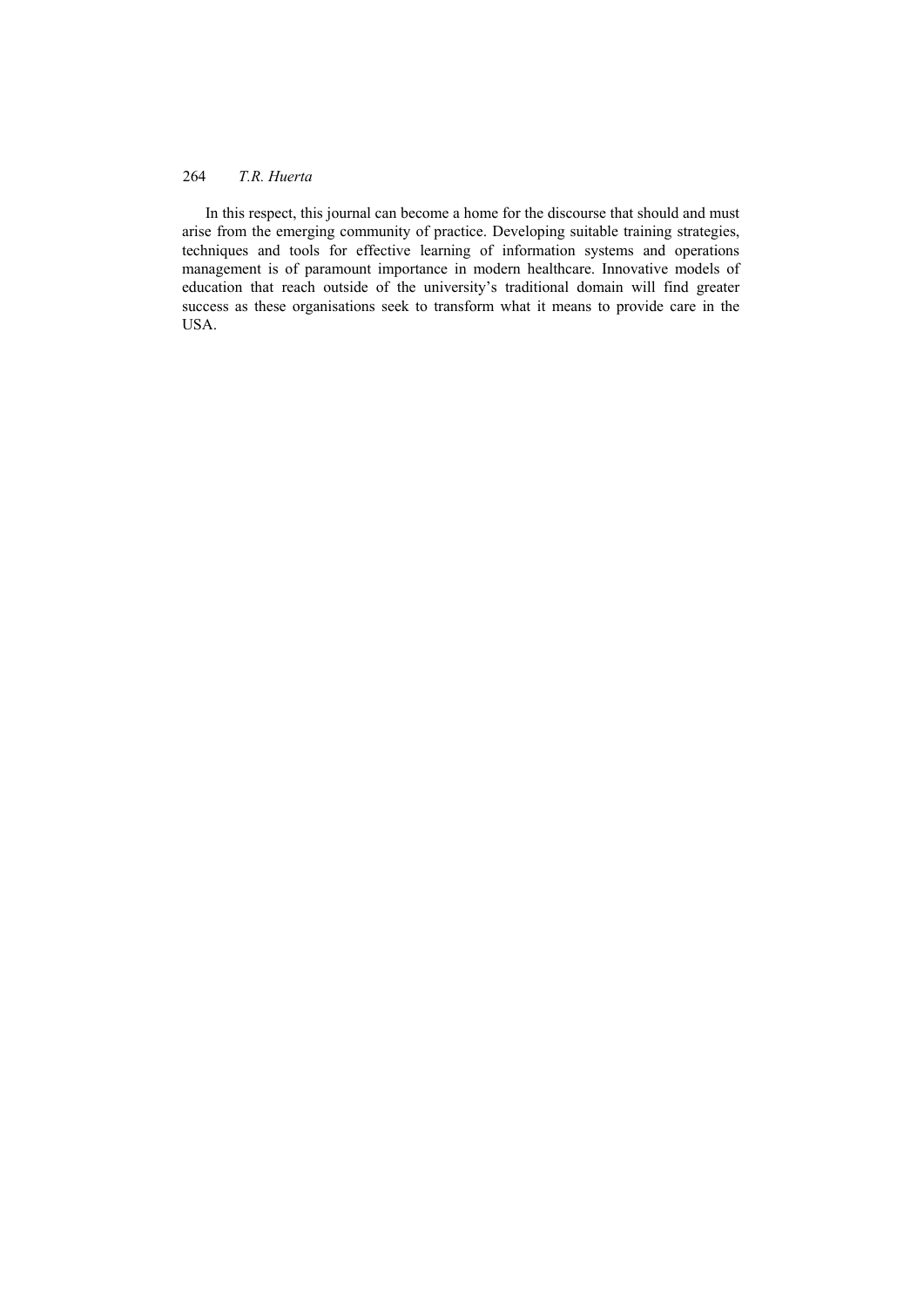In this respect, this journal can become a home for the discourse that should and must arise from the emerging community of practice. Developing suitable training strategies, techniques and tools for effective learning of information systems and operations management is of paramount importance in modern healthcare. Innovative models of education that reach outside of the university's traditional domain will find greater success as these organisations seek to transform what it means to provide care in the USA.